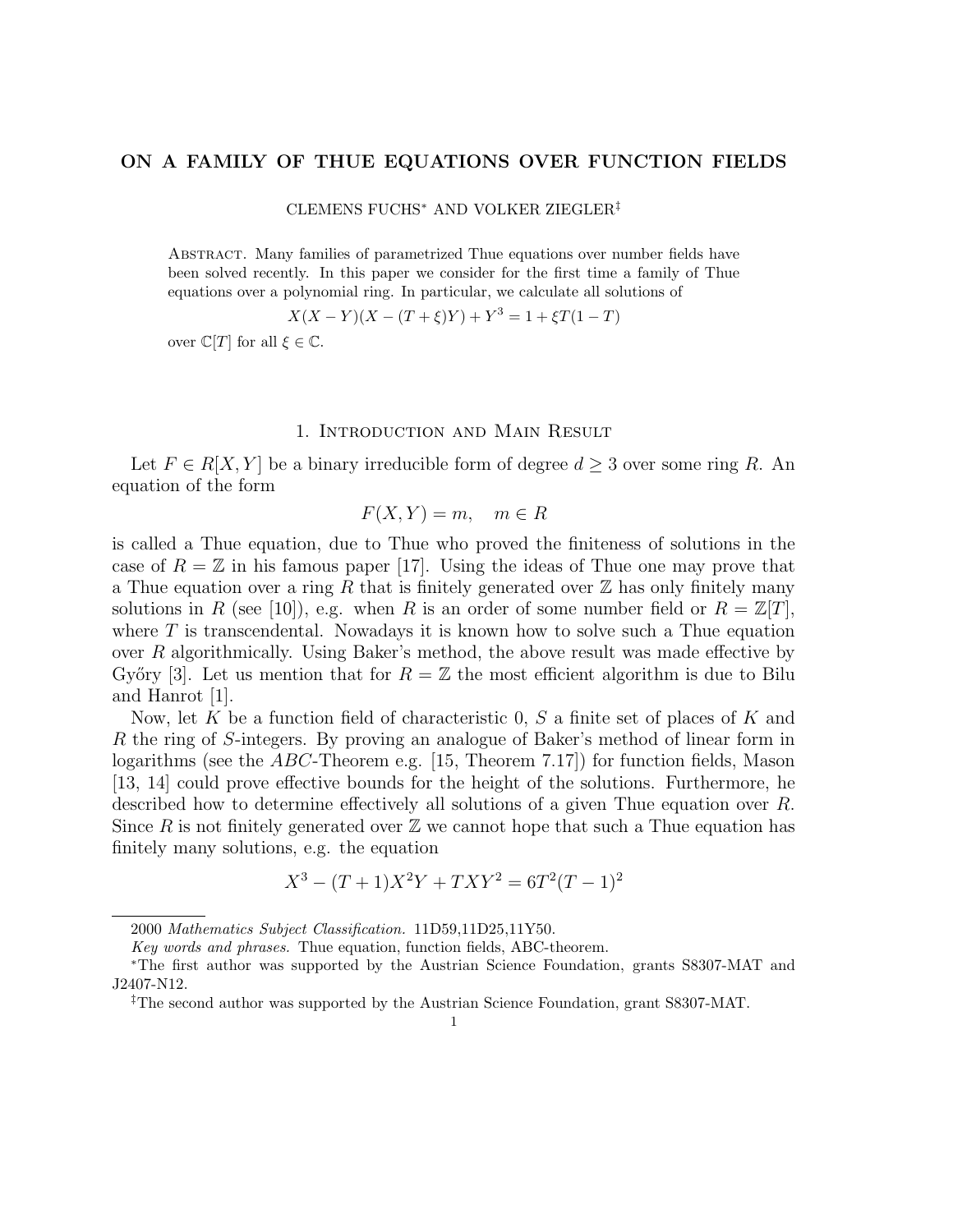# ON A FAMILY OF THUE EQUATIONS OVER FUNCTION FIELDS

CLEMENS FUCHS* AND VOLKER ZIEGLER‡

Abstract. Many families of parametrized Thue equations over number fields have been solved recently. In this paper we consider for the first time a family of Thue equations over a polynomial ring. In particular, we calculate all solutions of

$$X(X-Y)(X-(T+\xi)Y)+Y^3=1+\xi T(1-T)$$

over $\mathbb{C}[T]$ for all $\xi \in \mathbb{C}$.

## 1. Introduction and Main Result

Let $F \in R[X,Y]$ be a binary irreducible form of degree $d \geq 3$ over some ring $R$. An equation of the form

$$F(X,Y)=m, \quad m \in R$$

is called a Thue equation, due to Thue who proved the finiteness of solutions in the case of $R=\mathbb{Z}$ in his famous paper [17]. Using the ideas of Thue one may prove that a Thue equation over a ring $R$ that is finitely generated over $\mathbb{Z}$ has only finitely many solutions in $R$ (see [10]), e.g. when $R$ is an order of some number field or $R=\mathbb{Z}[T]$, where $T$ is transcendental. Nowadays it is known how to solve such a Thue equation over $R$ algorithmically. Using Baker's method, the above result was made effective by Győry [3]. Let us mention that for $R=\mathbb{Z}$ the most efficient algorithm is due to Bilu and Hanrot [1].

Now, let $K$ be a function field of characteristic 0, $S$ a finite set of places of $K$ and $R$ the ring of $S$-integers. By proving an analogue of Baker's method of linear form in logarithms (see the *ABC*-Theorem e.g. [15, Theorem 7.17]) for function fields, Mason [13, 14] could prove effective bounds for the height of the solutions. Furthermore, he described how to determine effectively all solutions of a given Thue equation over $R$. Since $R$ is not finitely generated over $\mathbb{Z}$ we cannot hope that such a Thue equation has finitely many solutions, e.g. the equation

$$X^3-(T+1)X^2Y+TXY^2=6T^2(T-1)^2$$

---

2000 *Mathematics Subject Classification.* 11D59,11D25,11Y50.

*Key words and phrases.* Thue equation, function fields, ABC-theorem.

*The first author was supported by the Austrian Science Foundation, grants S8307-MAT and J2407-N12.

‡The second author was supported by the Austrian Science Foundation, grant S8307-MAT.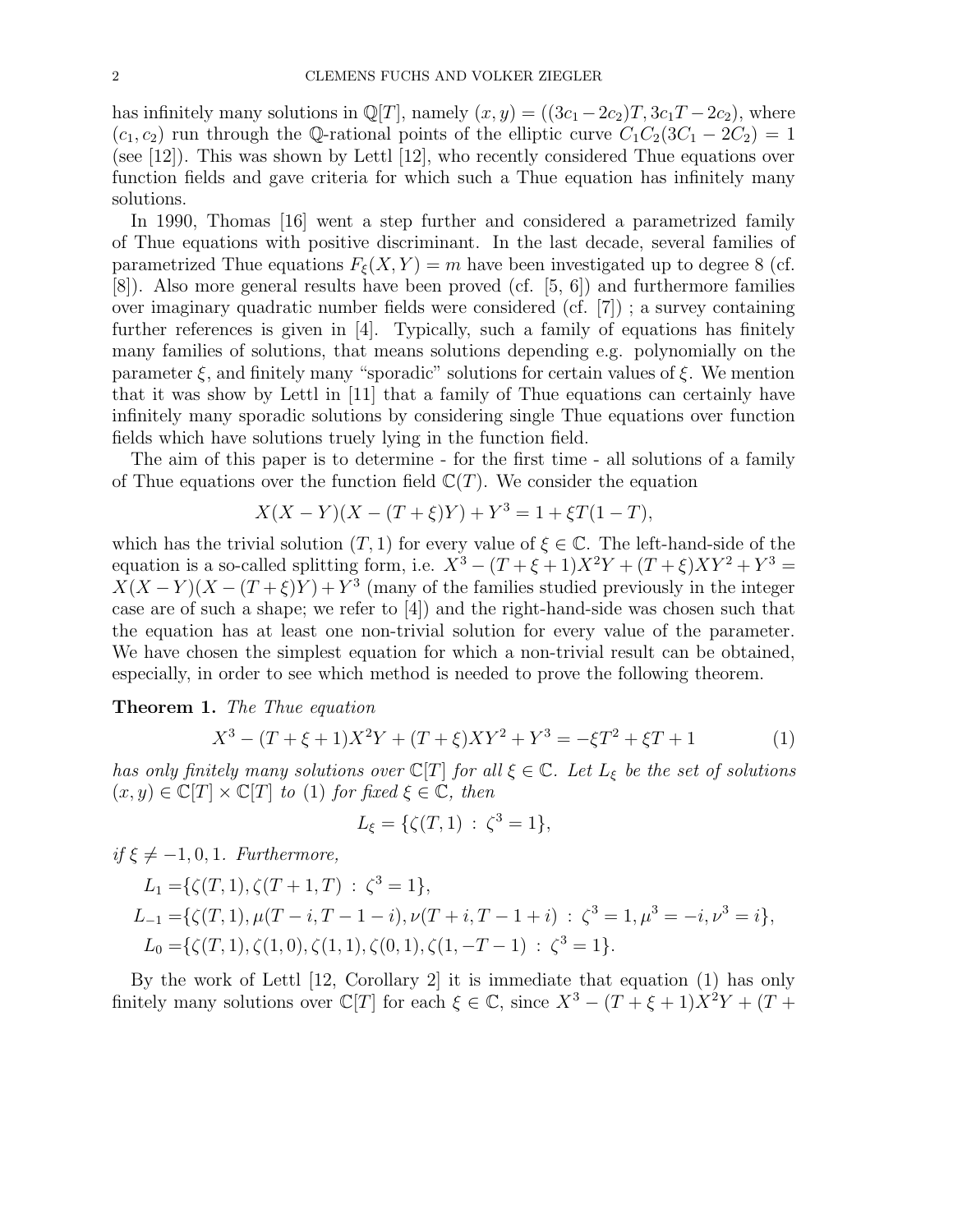has infinitely many solutions in $\mathbb{Q}[T]$, namely $(x, y) = ((3c_1 - 2c_2)T, 3c_1T - 2c_2)$, where $(c_1, c_2)$ run through the $\mathbb{Q}$-rational points of the elliptic curve $C_1C_2(3C_1 - 2C_2) = 1$ (see [12]). This was shown by Lettl [12], who recently considered Thue equations over function fields and gave criteria for which such a Thue equation has infinitely many solutions.

In 1990, Thomas [16] went a step further and considered a parametrized family of Thue equations with positive discriminant. In the last decade, several families of parametrized Thue equations $F_\xi(X, Y) = m$ have been investigated up to degree 8 (cf. [8]). Also more general results have been proved (cf. [5, 6]) and furthermore families over imaginary quadratic number fields were considered (cf. [7]) ; a survey containing further references is given in [4]. Typically, such a family of equations has finitely many families of solutions, that means solutions depending e.g. polynomially on the parameter $\xi$, and finitely many "sporadic" solutions for certain values of $\xi$. We mention that it was show by Lettl in [11] that a family of Thue equations can certainly have infinitely many sporadic solutions by considering single Thue equations over function fields which have solutions truely lying in the function field.

The aim of this paper is to determine - for the first time - all solutions of a family of Thue equations over the function field $\mathbb{C}(T)$. We consider the equation

$$X(X - Y)(X - (T + \xi)Y) + Y^3 = 1 + \xi T(1 - T),$$

which has the trivial solution $(T, 1)$ for every value of $\xi \in \mathbb{C}$. The left-hand-side of the equation is a so-called splitting form, i.e. $X^3 - (T + \xi + 1)X^2Y + (T + \xi)XY^2 + Y^3 = X(X - Y)(X - (T + \xi)Y) + Y^3$ (many of the families studied previously in the integer case are of such a shape; we refer to [4]) and the right-hand-side was chosen such that the equation has at least one non-trivial solution for every value of the parameter. We have chosen the simplest equation for which a non-trivial result can be obtained, especially, in order to see which method is needed to prove the following theorem.

**Theorem 1.** *The Thue equation*

$$X^3 - (T + \xi + 1)X^2Y + (T + \xi)XY^2 + Y^3 = -\xi T^2 + \xi T + 1 \tag{1}$$

*has only finitely many solutions over $\mathbb{C}[T]$ for all $\xi \in \mathbb{C}$. Let $L_\xi$ be the set of solutions $(x, y) \in \mathbb{C}[T] \times \mathbb{C}[T]$ to (1) for fixed $\xi \in \mathbb{C}$, then*

$$L_\xi = \{\zeta(T, 1) \,:\, \zeta^3 = 1\},$$

*if $\xi \neq -1, 0, 1$. Furthermore,*

$$\begin{aligned}
L_1 &= \{\zeta(T, 1), \zeta(T + 1, T) \,:\, \zeta^3 = 1\}, \\
L_{-1} &= \{\zeta(T, 1), \mu(T - i, T - 1 - i), \nu(T + i, T - 1 + i) \,:\, \zeta^3 = 1, \mu^3 = -i, \nu^3 = i\}, \\
L_0 &= \{\zeta(T, 1), \zeta(1, 0), \zeta(1, 1), \zeta(0, 1), \zeta(1, -T - 1) \,:\, \zeta^3 = 1\}.
\end{aligned}$$

By the work of Lettl [12, Corollary 2] it is immediate that equation (1) has only finitely many solutions over $\mathbb{C}[T]$ for each $\xi \in \mathbb{C}$, since $X^3 - (T + \xi + 1)X^2Y + (T +$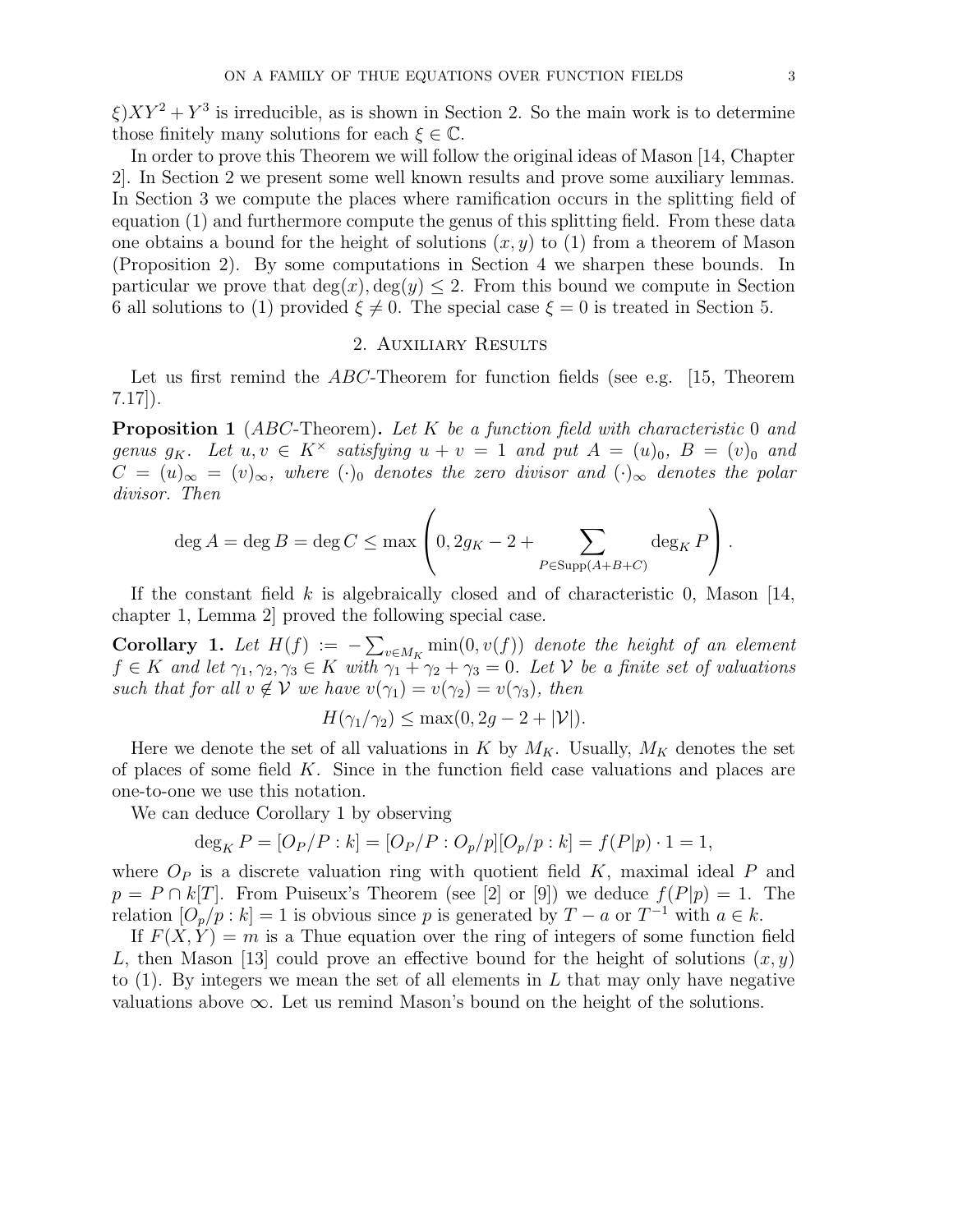$\xi)XY^2 + Y^3$ is irreducible, as is shown in Section 2. So the main work is to determine those finitely many solutions for each $\xi \in \mathbb{C}$.

In order to prove this Theorem we will follow the original ideas of Mason [14, Chapter 2]. In Section 2 we present some well known results and prove some auxiliary lemmas. In Section 3 we compute the places where ramification occurs in the splitting field of equation (1) and furthermore compute the genus of this splitting field. From these data one obtains a bound for the height of solutions $(x, y)$ to (1) from a theorem of Mason (Proposition 2). By some computations in Section 4 we sharpen these bounds. In particular we prove that $\deg(x), \deg(y) \leq 2$. From this bound we compute in Section 6 all solutions to (1) provided $\xi \neq 0$. The special case $\xi = 0$ is treated in Section 5.

## 2. Auxiliary Results

Let us first remind the $ABC$-Theorem for function fields (see e.g. [15, Theorem 7.17]).

**Proposition 1** ($ABC$-Theorem)**.** *Let $K$ be a function field with characteristic $0$ and genus $g_K$. Let $u, v \in K^\times$ satisfying $u + v = 1$ and put $A = (u)_0$, $B = (v)_0$ and $C = (u)_\infty = (v)_\infty$, where $(\cdot)_0$ denotes the zero divisor and $(\cdot)_\infty$ denotes the polar divisor. Then*

$$\deg A = \deg B = \deg C \leq \max\left(0, 2g_K - 2 + \sum_{P \in \mathrm{Supp}(A+B+C)} \deg_K P\right).$$

If the constant field $k$ is algebraically closed and of characteristic 0, Mason [14, chapter 1, Lemma 2] proved the following special case.

**Corollary 1.** *Let $H(f) := -\sum_{v \in M_K} \min(0, v(f))$ denote the height of an element $f \in K$ and let $\gamma_1, \gamma_2, \gamma_3 \in K$ with $\gamma_1 + \gamma_2 + \gamma_3 = 0$. Let $\mathcal{V}$ be a finite set of valuations such that for all $v \notin \mathcal{V}$ we have $v(\gamma_1) = v(\gamma_2) = v(\gamma_3)$, then*

$$H(\gamma_1/\gamma_2) \leq \max(0, 2g - 2 + |\mathcal{V}|).$$

Here we denote the set of all valuations in $K$ by $M_K$. Usually, $M_K$ denotes the set of places of some field $K$. Since in the function field case valuations and places are one-to-one we use this notation.

We can deduce Corollary 1 by observing

$$\deg_K P = [O_P/P : k] = [O_P/P : O_p/p][O_p/p : k] = f(P|p) \cdot 1 = 1,$$

where $O_P$ is a discrete valuation ring with quotient field $K$, maximal ideal $P$ and $p = P \cap k[T]$. From Puiseux's Theorem (see [2] or [9]) we deduce $f(P|p) = 1$. The relation $[O_p/p : k] = 1$ is obvious since $p$ is generated by $T - a$ or $T^{-1}$ with $a \in k$.

If $F(X, Y) = m$ is a Thue equation over the ring of integers of some function field $L$, then Mason [13] could prove an effective bound for the height of solutions $(x, y)$ to (1). By integers we mean the set of all elements in $L$ that may only have negative valuations above $\infty$. Let us remind Mason's bound on the height of the solutions.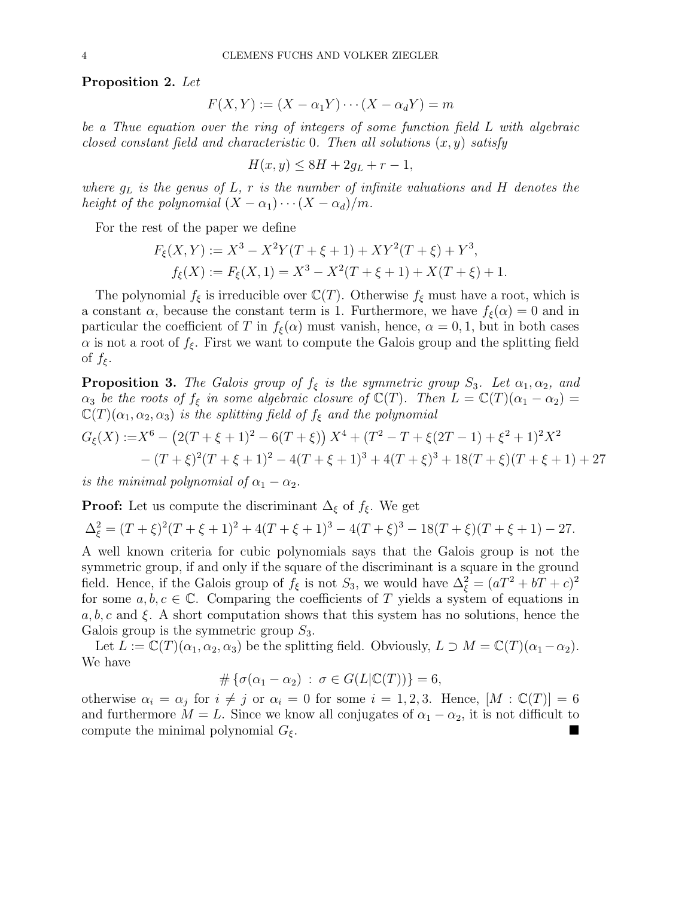**Proposition 2.** *Let*

$$F(X,Y) := (X - \alpha_1 Y)\cdots(X - \alpha_d Y) = m$$

*be a Thue equation over the ring of integers of some function field $L$ with algebraic closed constant field and characteristic 0. Then all solutions $(x,y)$ satisfy*

$$H(x,y) \leq 8H + 2g_L + r - 1,$$

*where $g_L$ is the genus of $L$, $r$ is the number of infinite valuations and $H$ denotes the height of the polynomial $(X-\alpha_1)\cdots(X-\alpha_d)/m$.*

For the rest of the paper we define

$$\begin{aligned} F_\xi(X,Y) &:= X^3 - X^2Y(T+\xi+1) + XY^2(T+\xi) + Y^3, \\ f_\xi(X) &:= F_\xi(X,1) = X^3 - X^2(T+\xi+1) + X(T+\xi) + 1. \end{aligned}$$

The polynomial $f_\xi$ is irreducible over $\mathbb{C}(T)$. Otherwise $f_\xi$ must have a root, which is a constant $\alpha$, because the constant term is 1. Furthermore, we have $f_\xi(\alpha) = 0$ and in particular the coefficient of $T$ in $f_\xi(\alpha)$ must vanish, hence, $\alpha = 0, 1$, but in both cases $\alpha$ is not a root of $f_\xi$. First we want to compute the Galois group and the splitting field of $f_\xi$.

**Proposition 3.** *The Galois group of $f_\xi$ is the symmetric group $S_3$. Let $\alpha_1, \alpha_2$, and $\alpha_3$ be the roots of $f_\xi$ in some algebraic closure of $\mathbb{C}(T)$. Then $L = \mathbb{C}(T)(\alpha_1 - \alpha_2) = \mathbb{C}(T)(\alpha_1, \alpha_2, \alpha_3)$ is the splitting field of $f_\xi$ and the polynomial*

$$\begin{aligned} G_\xi(X) :=& X^6 - \left(2(T+\xi+1)^2 - 6(T+\xi)\right)X^4 + (T^2 - T + \xi(2T-1) + \xi^2 + 1)^2 X^2 \\ &- (T+\xi)^2(T+\xi+1)^2 - 4(T+\xi+1)^3 + 4(T+\xi)^3 + 18(T+\xi)(T+\xi+1) + 27 \end{aligned}$$

*is the minimal polynomial of $\alpha_1 - \alpha_2$.*

**Proof:** Let us compute the discriminant $\Delta_\xi$ of $f_\xi$. We get

$$\Delta_\xi^2 = (T+\xi)^2(T+\xi+1)^2 + 4(T+\xi+1)^3 - 4(T+\xi)^3 - 18(T+\xi)(T+\xi+1) - 27.$$

A well known criteria for cubic polynomials says that the Galois group is not the symmetric group, if and only if the square of the discriminant is a square in the ground field. Hence, if the Galois group of $f_\xi$ is not $S_3$, we would have $\Delta_\xi^2 = (aT^2 + bT + c)^2$ for some $a, b, c \in \mathbb{C}$. Comparing the coefficients of $T$ yields a system of equations in $a, b, c$ and $\xi$. A short computation shows that this system has no solutions, hence the Galois group is the symmetric group $S_3$.

Let $L := \mathbb{C}(T)(\alpha_1, \alpha_2, \alpha_3)$ be the splitting field. Obviously, $L \supset M = \mathbb{C}(T)(\alpha_1 - \alpha_2)$. We have

$$\#\left\{\sigma(\alpha_1 - \alpha_2) \,:\, \sigma \in G(L|\mathbb{C}(T))\right\} = 6,$$

otherwise $\alpha_i = \alpha_j$ for $i \neq j$ or $\alpha_i = 0$ for some $i = 1, 2, 3$. Hence, $[M : \mathbb{C}(T)] = 6$ and furthermore $M = L$. Since we know all conjugates of $\alpha_1 - \alpha_2$, it is not difficult to compute the minimal polynomial $G_\xi$. ■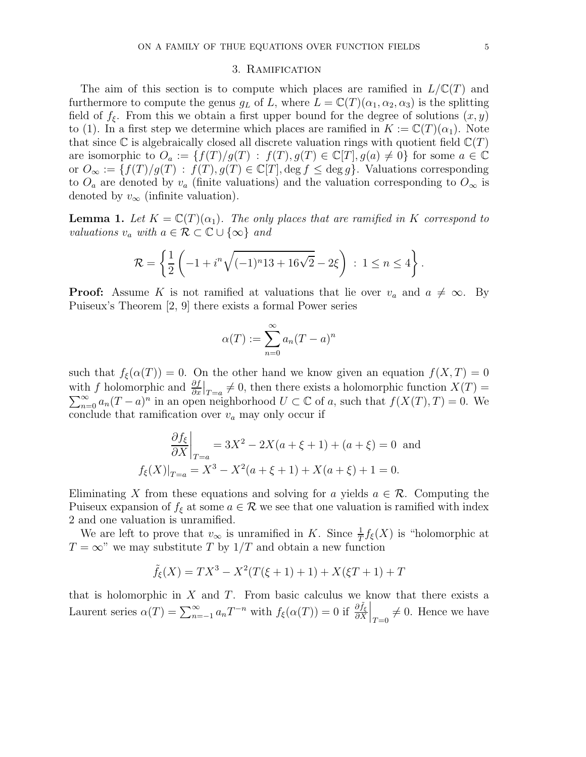## 3. Ramification

The aim of this section is to compute which places are ramified in $L/\mathbb{C}(T)$ and furthermore to compute the genus $g_L$ of $L$, where $L = \mathbb{C}(T)(\alpha_1, \alpha_2, \alpha_3)$ is the splitting field of $f_\xi$. From this we obtain a first upper bound for the degree of solutions $(x, y)$ to (1). In a first step we determine which places are ramified in $K := \mathbb{C}(T)(\alpha_1)$. Note that since $\mathbb{C}$ is algebraically closed all discrete valuation rings with quotient field $\mathbb{C}(T)$ are isomorphic to $O_a := \{f(T)/g(T) \,:\, f(T), g(T) \in \mathbb{C}[T], g(a) \neq 0\}$ for some $a \in \mathbb{C}$ or $O_\infty := \{f(T)/g(T) \,:\, f(T), g(T) \in \mathbb{C}[T], \deg f \leq \deg g\}$. Valuations corresponding to $O_a$ are denoted by $v_a$ (finite valuations) and the valuation corresponding to $O_\infty$ is denoted by $v_\infty$ (infinite valuation).

**Lemma 1.** *Let $K = \mathbb{C}(T)(\alpha_1)$. The only places that are ramified in $K$ correspond to valuations $v_a$ with $a \in \mathcal{R} \subset \mathbb{C} \cup \{\infty\}$ and*

$$\mathcal{R} = \left\{ \frac{1}{2}\left( -1 + i^n \sqrt{(-1)^n 13 + 16\sqrt{2}} - 2\xi \right) \,:\, 1 \leq n \leq 4 \right\}.$$

**Proof:** Assume $K$ is not ramified at valuations that lie over $v_a$ and $a \neq \infty$. By Puiseux's Theorem [2, 9] there exists a formal Power series

$$\alpha(T) := \sum_{n=0}^{\infty} a_n (T-a)^n$$

such that $f_\xi(\alpha(T)) = 0$. On the other hand we know given an equation $f(X, T) = 0$ with $f$ holomorphic and $\frac{\partial f}{\partial x}\big|_{T=a} \neq 0$, then there exists a holomorphic function $X(T) = \sum_{n=0}^{\infty} a_n (T-a)^n$ in an open neighborhood $U \subset \mathbb{C}$ of $a$, such that $f(X(T), T) = 0$. We conclude that ramification over $v_a$ may only occur if

$$\left.\frac{\partial f_\xi}{\partial X}\right|_{T=a} = 3X^2 - 2X(a+\xi+1) + (a+\xi) = 0 \text{ and}$$
$$f_\xi(X)|_{T=a} = X^3 - X^2(a+\xi+1) + X(a+\xi) + 1 = 0.$$

Eliminating $X$ from these equations and solving for $a$ yields $a \in \mathcal{R}$. Computing the Puiseux expansion of $f_\xi$ at some $a \in \mathcal{R}$ we see that one valuation is ramified with index 2 and one valuation is unramified.

We are left to prove that $v_\infty$ is unramified in $K$. Since $\frac{1}{T} f_\xi(X)$ is "holomorphic at $T = \infty$" we may substitute $T$ by $1/T$ and obtain a new function

$$\tilde{f}_\xi(X) = TX^3 - X^2(T(\xi+1)+1) + X(\xi T + 1) + T$$

that is holomorphic in $X$ and $T$. From basic calculus we know that there exists a Laurent series $\alpha(T) = \sum_{n=-1}^{\infty} a_n T^{-n}$ with $f_\xi(\alpha(T)) = 0$ if $\left.\frac{\partial \tilde{f}_\xi}{\partial X}\right|_{T=0} \neq 0$. Hence we have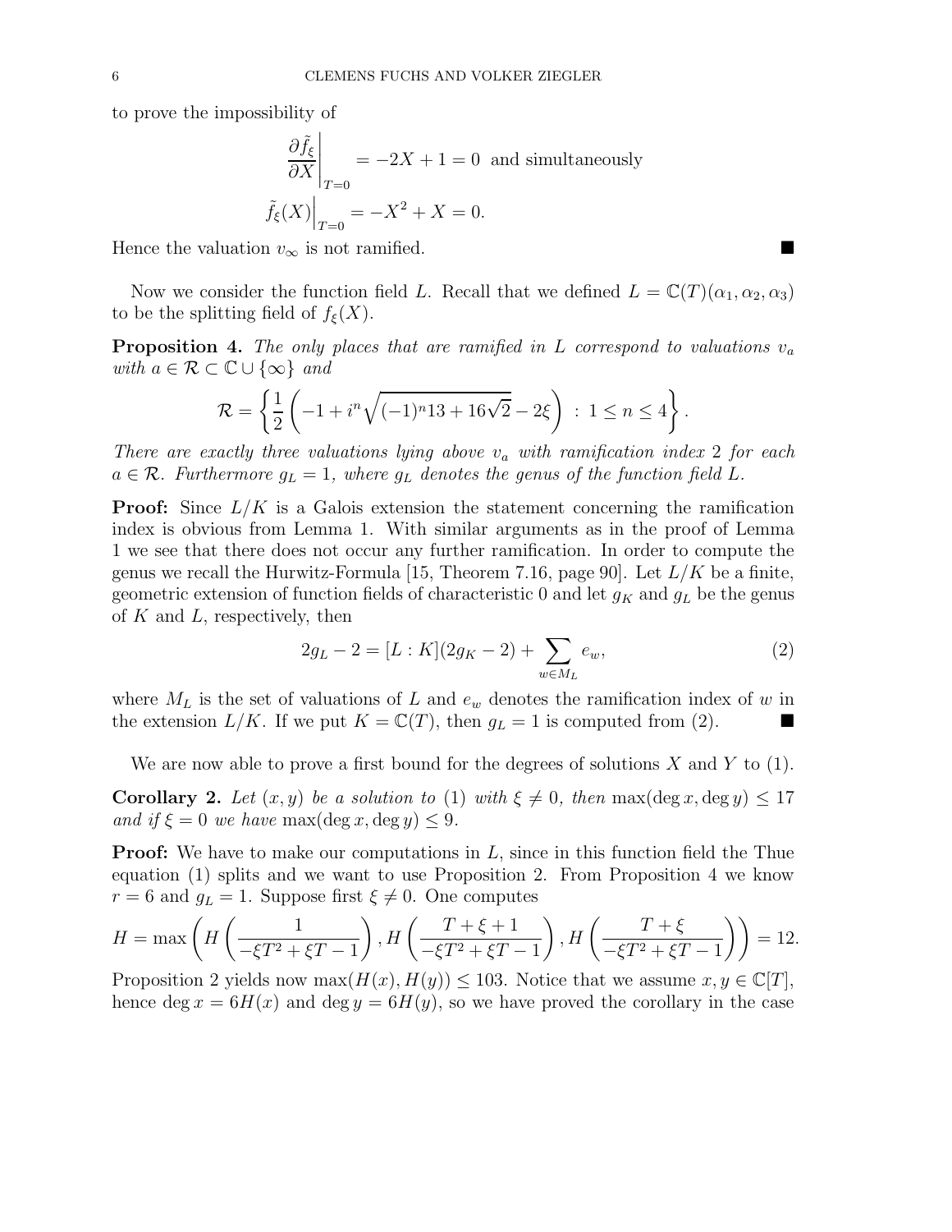to prove the impossibility of

$$\left.\frac{\partial \tilde{f}_\xi}{\partial X}\right|_{T=0} = -2X+1 = 0 \text{ and simultaneously}$$

$$\left.\tilde{f}_\xi(X)\right|_{T=0} = -X^2 + X = 0.$$

Hence the valuation $v_\infty$ is not ramified. ∎

Now we consider the function field $L$. Recall that we defined $L = \mathbb{C}(T)(\alpha_1, \alpha_2, \alpha_3)$ to be the splitting field of $f_\xi(X)$.

**Proposition 4.** *The only places that are ramified in $L$ correspond to valuations $v_a$ with $a \in \mathcal{R} \subset \mathbb{C} \cup \{\infty\}$ and*

$$\mathcal{R} = \left\{ \frac{1}{2}\left(-1 + i^n \sqrt{(-1)^n 13 + 16\sqrt{2}} - 2\xi\right) \,:\, 1 \le n \le 4 \right\}.$$

*There are exactly three valuations lying above $v_a$ with ramification index 2 for each $a \in \mathcal{R}$. Furthermore $g_L = 1$, where $g_L$ denotes the genus of the function field $L$.*

**Proof:** Since $L/K$ is a Galois extension the statement concerning the ramification index is obvious from Lemma 1. With similar arguments as in the proof of Lemma 1 we see that there does not occur any further ramification. In order to compute the genus we recall the Hurwitz-Formula [15, Theorem 7.16, page 90]. Let $L/K$ be a finite, geometric extension of function fields of characteristic 0 and let $g_K$ and $g_L$ be the genus of $K$ and $L$, respectively, then

$$2g_L - 2 = [L : K](2g_K - 2) + \sum_{w \in M_L} e_w, \tag{2}$$

where $M_L$ is the set of valuations of $L$ and $e_w$ denotes the ramification index of $w$ in the extension $L/K$. If we put $K = \mathbb{C}(T)$, then $g_L = 1$ is computed from (2). ∎

We are now able to prove a first bound for the degrees of solutions $X$ and $Y$ to (1).

**Corollary 2.** *Let $(x, y)$ be a solution to (1) with $\xi \neq 0$, then $\max(\deg x, \deg y) \le 17$ and if $\xi = 0$ we have $\max(\deg x, \deg y) \le 9$.*

**Proof:** We have to make our computations in $L$, since in this function field the Thue equation (1) splits and we want to use Proposition 2. From Proposition 4 we know $r = 6$ and $g_L = 1$. Suppose first $\xi \neq 0$. One computes

$$H = \max\left( H\left(\frac{1}{-\xi T^2 + \xi T - 1}\right), H\left(\frac{T + \xi + 1}{-\xi T^2 + \xi T - 1}\right), H\left(\frac{T + \xi}{-\xi T^2 + \xi T - 1}\right) \right) = 12.$$

Proposition 2 yields now $\max(H(x), H(y)) \le 103$. Notice that we assume $x, y \in \mathbb{C}[T]$, hence $\deg x = 6H(x)$ and $\deg y = 6H(y)$, so we have proved the corollary in the case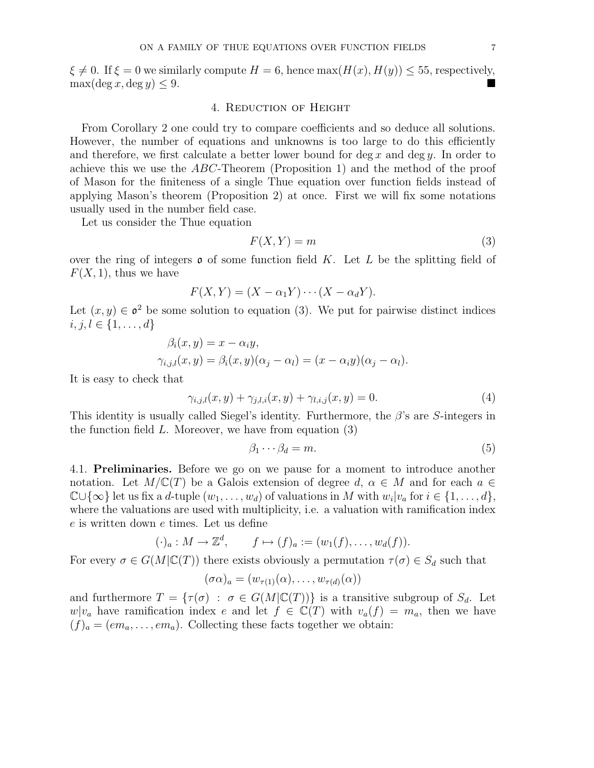$\xi \neq 0$. If $\xi = 0$ we similarly compute $H = 6$, hence $\max(H(x), H(y)) \leq 55$, respectively, $\max(\deg x, \deg y) \leq 9$. ∎

## 4. Reduction of Height

From Corollary 2 one could try to compare coefficients and so deduce all solutions. However, the number of equations and unknowns is too large to do this efficiently and therefore, we first calculate a better lower bound for $\deg x$ and $\deg y$. In order to achieve this we use the $ABC$-Theorem (Proposition 1) and the method of the proof of Mason for the finiteness of a single Thue equation over function fields instead of applying Mason's theorem (Proposition 2) at once. First we will fix some notations usually used in the number field case.

Let us consider the Thue equation

$$F(X, Y) = m \tag{3}$$

over the ring of integers $\mathfrak{o}$ of some function field $K$. Let $L$ be the splitting field of $F(X, 1)$, thus we have

$$F(X, Y) = (X - \alpha_1 Y) \cdots (X - \alpha_d Y).$$

Let $(x, y) \in \mathfrak{o}^2$ be some solution to equation (3). We put for pairwise distinct indices $i, j, l \in \{1, \ldots, d\}$

$$\begin{aligned}
\beta_i(x, y) &= x - \alpha_i y, \\
\gamma_{i,j,l}(x, y) &= \beta_i(x, y)(\alpha_j - \alpha_l) = (x - \alpha_i y)(\alpha_j - \alpha_l).
\end{aligned}$$

It is easy to check that

$$\gamma_{i,j,l}(x, y) + \gamma_{j,l,i}(x, y) + \gamma_{l,i,j}(x, y) = 0. \tag{4}$$

This identity is usually called Siegel's identity. Furthermore, the $\beta$'s are $S$-integers in the function field $L$. Moreover, we have from equation (3)

$$\beta_1 \cdots \beta_d = m. \tag{5}$$

4.1. **Preliminaries.** Before we go on we pause for a moment to introduce another notation. Let $M/\mathbb{C}(T)$ be a Galois extension of degree $d$, $\alpha \in M$ and for each $a \in \mathbb{C} \cup \{\infty\}$ let us fix a $d$-tuple $(w_1, \ldots, w_d)$ of valuations in $M$ with $w_i | v_a$ for $i \in \{1, \ldots, d\}$, where the valuations are used with multiplicity, i.e. a valuation with ramification index $e$ is written down $e$ times. Let us define

$$(\cdot)_a : M \to \mathbb{Z}^d, \qquad f \mapsto (f)_a := (w_1(f), \ldots, w_d(f)).$$

For every $\sigma \in G(M|\mathbb{C}(T))$ there exists obviously a permutation $\tau(\sigma) \in S_d$ such that

$$(\sigma\alpha)_a = (w_{\tau(1)}(\alpha), \ldots, w_{\tau(d)}(\alpha))$$

and furthermore $T = \{\tau(\sigma) \ : \ \sigma \in G(M|\mathbb{C}(T))\}$ is a transitive subgroup of $S_d$. Let $w|v_a$ have ramification index $e$ and let $f \in \mathbb{C}(T)$ with $v_a(f) = m_a$, then we have $(f)_a = (em_a, \ldots, em_a)$. Collecting these facts together we obtain: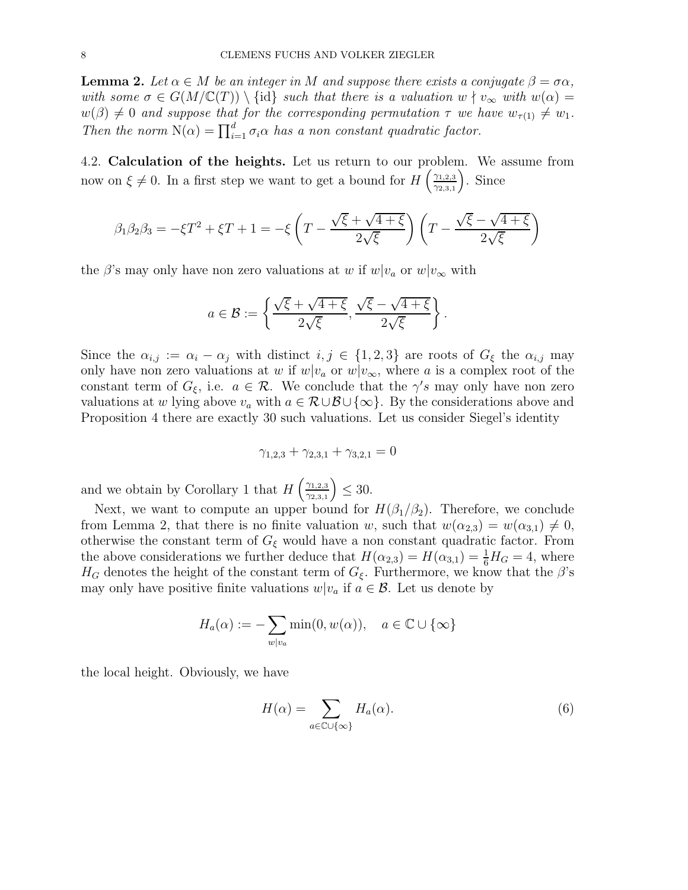**Lemma 2.** *Let $\alpha \in M$ be an integer in $M$ and suppose there exists a conjugate $\beta = \sigma\alpha$, with some $\sigma \in G(M/\mathbb{C}(T)) \setminus \{\mathrm{id}\}$ such that there is a valuation $w \nmid v_\infty$ with $w(\alpha) = w(\beta) \neq 0$ and suppose that for the corresponding permutation $\tau$ we have $w_{\tau(1)} \neq w_1$. Then the norm $\mathrm{N}(\alpha) = \prod_{i=1}^{d} \sigma_i \alpha$ has a non constant quadratic factor.*

### 4.2. Calculation of the heights.

Let us return to our problem. We assume from now on $\xi \neq 0$. In a first step we want to get a bound for $H\left(\frac{\gamma_{1,2,3}}{\gamma_{2,3,1}}\right)$. Since

$$\beta_1\beta_2\beta_3 = -\xi T^2 + \xi T + 1 = -\xi \left(T - \frac{\sqrt{\xi}+\sqrt{4+\xi}}{2\sqrt{\xi}}\right)\left(T - \frac{\sqrt{\xi}-\sqrt{4+\xi}}{2\sqrt{\xi}}\right)$$

the $\beta$'s may only have non zero valuations at $w$ if $w|v_a$ or $w|v_\infty$ with

$$a \in \mathcal{B} := \left\{\frac{\sqrt{\xi}+\sqrt{4+\xi}}{2\sqrt{\xi}}, \frac{\sqrt{\xi}-\sqrt{4+\xi}}{2\sqrt{\xi}}\right\}.$$

Since the $\alpha_{i,j} := \alpha_i - \alpha_j$ with distinct $i,j \in \{1,2,3\}$ are roots of $G_\xi$ the $\alpha_{i,j}$ may only have non zero valuations at $w$ if $w|v_a$ or $w|v_\infty$, where $a$ is a complex root of the constant term of $G_\xi$, i.e. $a \in \mathcal{R}$. We conclude that the $\gamma's$ may only have non zero valuations at $w$ lying above $v_a$ with $a \in \mathcal{R} \cup \mathcal{B} \cup \{\infty\}$. By the considerations above and Proposition 4 there are exactly 30 such valuations. Let us consider Siegel's identity

$$\gamma_{1,2,3} + \gamma_{2,3,1} + \gamma_{3,2,1} = 0$$

and we obtain by Corollary 1 that $H\left(\frac{\gamma_{1,2,3}}{\gamma_{2,3,1}}\right) \leq 30$.

Next, we want to compute an upper bound for $H(\beta_1/\beta_2)$. Therefore, we conclude from Lemma 2, that there is no finite valuation $w$, such that $w(\alpha_{2,3}) = w(\alpha_{3,1}) \neq 0$, otherwise the constant term of $G_\xi$ would have a non constant quadratic factor. From the above considerations we further deduce that $H(\alpha_{2,3}) = H(\alpha_{3,1}) = \frac{1}{6}H_G = 4$, where $H_G$ denotes the height of the constant term of $G_\xi$. Furthermore, we know that the $\beta$'s may only have positive finite valuations $w|v_a$ if $a \in \mathcal{B}$. Let us denote by

$$H_a(\alpha) := -\sum_{w|v_a} \min(0, w(\alpha)), \quad a \in \mathbb{C} \cup \{\infty\}$$

the local height. Obviously, we have

$$H(\alpha) = \sum_{a \in \mathbb{C}\cup\{\infty\}} H_a(\alpha). \tag{6}$$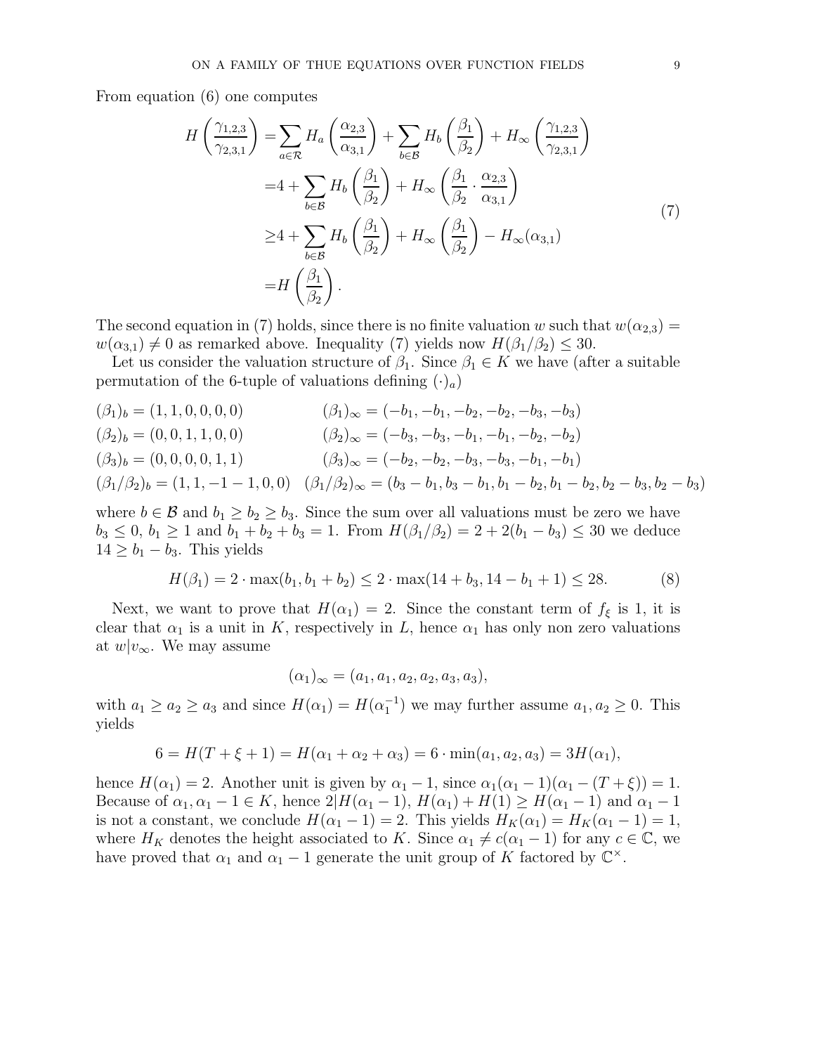From equation (6) one computes

$$
\begin{aligned}
H\left(\frac{\gamma_{1,2,3}}{\gamma_{2,3,1}}\right) =& \sum_{a\in\mathcal{R}} H_a\left(\frac{\alpha_{2,3}}{\alpha_{3,1}}\right) + \sum_{b\in\mathcal{B}} H_b\left(\frac{\beta_1}{\beta_2}\right) + H_\infty\left(\frac{\gamma_{1,2,3}}{\gamma_{2,3,1}}\right)\\
=& 4 + \sum_{b\in\mathcal{B}} H_b\left(\frac{\beta_1}{\beta_2}\right) + H_\infty\left(\frac{\beta_1}{\beta_2}\cdot\frac{\alpha_{2,3}}{\alpha_{3,1}}\right)\\
\geq& 4 + \sum_{b\in\mathcal{B}} H_b\left(\frac{\beta_1}{\beta_2}\right) + H_\infty\left(\frac{\beta_1}{\beta_2}\right) - H_\infty(\alpha_{3,1})\\
=& H\left(\frac{\beta_1}{\beta_2}\right).
\end{aligned}
\tag{7}
$$

The second equation in (7) holds, since there is no finite valuation $w$ such that $w(\alpha_{2,3}) = w(\alpha_{3,1}) \neq 0$ as remarked above. Inequality (7) yields now $H(\beta_1/\beta_2) \leq 30$.

Let us consider the valuation structure of $\beta_1$. Since $\beta_1 \in K$ we have (after a suitable permutation of the 6-tuple of valuations defining $(\cdot)_a$)

$$
\begin{aligned}
&(\beta_1)_b = (1,1,0,0,0,0) && (\beta_1)_\infty = (-b_1,-b_1,-b_2,-b_2,-b_3,-b_3)\\
&(\beta_2)_b = (0,0,1,1,0,0) && (\beta_2)_\infty = (-b_3,-b_3,-b_1,-b_1,-b_2,-b_2)\\
&(\beta_3)_b = (0,0,0,0,1,1) && (\beta_3)_\infty = (-b_2,-b_2,-b_3,-b_3,-b_1,-b_1)\\
&(\beta_1/\beta_2)_b = (1,1,-1-1,0,0) && (\beta_1/\beta_2)_\infty = (b_3-b_1,b_3-b_1,b_1-b_2,b_1-b_2,b_2-b_3,b_2-b_3)
\end{aligned}
$$

where $b \in \mathcal{B}$ and $b_1 \geq b_2 \geq b_3$. Since the sum over all valuations must be zero we have $b_3 \leq 0$, $b_1 \geq 1$ and $b_1 + b_2 + b_3 = 1$. From $H(\beta_1/\beta_2) = 2 + 2(b_1 - b_3) \leq 30$ we deduce $14 \geq b_1 - b_3$. This yields

$$
H(\beta_1) = 2\cdot\max(b_1, b_1 + b_2) \leq 2\cdot\max(14 + b_3, 14 - b_1 + 1) \leq 28. \tag{8}
$$

Next, we want to prove that $H(\alpha_1) = 2$. Since the constant term of $f_\xi$ is 1, it is clear that $\alpha_1$ is a unit in $K$, respectively in $L$, hence $\alpha_1$ has only non zero valuations at $w|v_\infty$. We may assume

$$
(\alpha_1)_\infty = (a_1, a_1, a_2, a_2, a_3, a_3),
$$

with $a_1 \geq a_2 \geq a_3$ and since $H(\alpha_1) = H(\alpha_1^{-1})$ we may further assume $a_1, a_2 \geq 0$. This yields

$$
6 = H(T + \xi + 1) = H(\alpha_1 + \alpha_2 + \alpha_3) = 6\cdot\min(a_1, a_2, a_3) = 3H(\alpha_1),
$$

hence $H(\alpha_1) = 2$. Another unit is given by $\alpha_1 - 1$, since $\alpha_1(\alpha_1 - 1)(\alpha_1 - (T + \xi)) = 1$. Because of $\alpha_1, \alpha_1 - 1 \in K$, hence $2|H(\alpha_1 - 1)$, $H(\alpha_1) + H(1) \geq H(\alpha_1 - 1)$ and $\alpha_1 - 1$ is not a constant, we conclude $H(\alpha_1 - 1) = 2$. This yields $H_K(\alpha_1) = H_K(\alpha_1 - 1) = 1$, where $H_K$ denotes the height associated to $K$. Since $\alpha_1 \neq c(\alpha_1 - 1)$ for any $c \in \mathbb{C}$, we have proved that $\alpha_1$ and $\alpha_1 - 1$ generate the unit group of $K$ factored by $\mathbb{C}^\times$.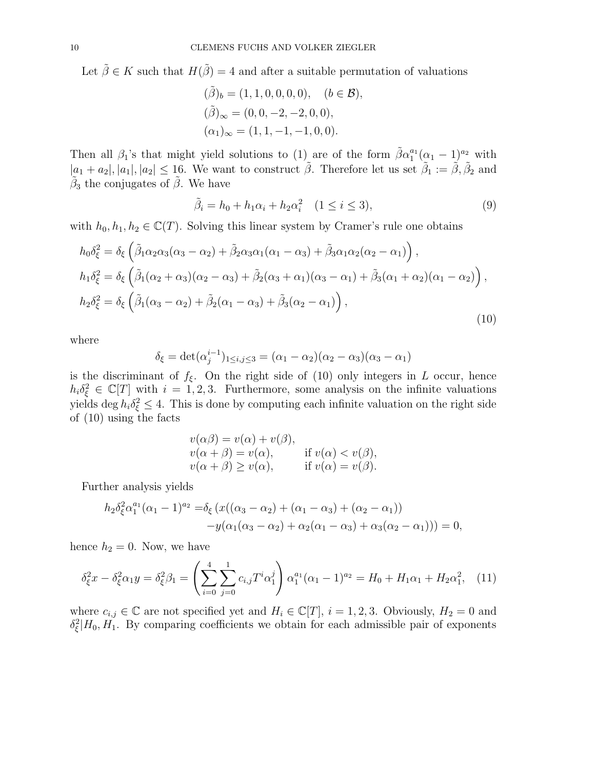Let $\tilde{\beta} \in K$ such that $H(\tilde{\beta}) = 4$ and after a suitable permutation of valuations

$$
\begin{aligned}
(\tilde{\beta})_b &= (1,1,0,0,0,0), \quad (b \in \mathcal{B}),\\
(\tilde{\beta})_\infty &= (0,0,-2,-2,0,0),\\
(\alpha_1)_\infty &= (1,1,-1,-1,0,0).
\end{aligned}
$$

Then all $\beta_1$'s that might yield solutions to (1) are of the form $\tilde{\beta}\alpha_1^{a_1}(\alpha_1-1)^{a_2}$ with $|a_1+a_2|, |a_1|, |a_2| \leq 16$. We want to construct $\tilde{\beta}$. Therefore let us set $\tilde{\beta}_1 := \tilde{\beta}, \tilde{\beta}_2$ and $\tilde{\beta}_3$ the conjugates of $\tilde{\beta}$. We have

$$
\tilde{\beta}_i = h_0 + h_1\alpha_i + h_2\alpha_i^2 \quad (1 \leq i \leq 3), \tag{9}
$$

with $h_0, h_1, h_2 \in \mathbb{C}(T)$. Solving this linear system by Cramer's rule one obtains

$$
\begin{aligned}
h_0\delta_\xi^2 &= \delta_\xi\left(\tilde{\beta}_1\alpha_2\alpha_3(\alpha_3-\alpha_2) + \tilde{\beta}_2\alpha_3\alpha_1(\alpha_1-\alpha_3) + \tilde{\beta}_3\alpha_1\alpha_2(\alpha_2-\alpha_1)\right),\\
h_1\delta_\xi^2 &= \delta_\xi\left(\tilde{\beta}_1(\alpha_2+\alpha_3)(\alpha_2-\alpha_3) + \tilde{\beta}_2(\alpha_3+\alpha_1)(\alpha_3-\alpha_1) + \tilde{\beta}_3(\alpha_1+\alpha_2)(\alpha_1-\alpha_2)\right),\\
h_2\delta_\xi^2 &= \delta_\xi\left(\tilde{\beta}_1(\alpha_3-\alpha_2) + \tilde{\beta}_2(\alpha_1-\alpha_3) + \tilde{\beta}_3(\alpha_2-\alpha_1)\right),
\end{aligned} \tag{10}
$$

where

$$
\delta_\xi = \det(\alpha_j^{i-1})_{1 \leq i,j \leq 3} = (\alpha_1-\alpha_2)(\alpha_2-\alpha_3)(\alpha_3-\alpha_1)
$$

is the discriminant of $f_\xi$. On the right side of (10) only integers in $L$ occur, hence $h_i\delta_\xi^2 \in \mathbb{C}[T]$ with $i = 1,2,3$. Furthermore, some analysis on the infinite valuations yields $\deg h_i\delta_\xi^2 \leq 4$. This is done by computing each infinite valuation on the right side of (10) using the facts

$$
\begin{aligned}
v(\alpha\beta) &= v(\alpha) + v(\beta), &&\\
v(\alpha+\beta) &= v(\alpha), && \text{if } v(\alpha) < v(\beta),\\
v(\alpha+\beta) &\geq v(\alpha), && \text{if } v(\alpha) = v(\beta).
\end{aligned}
$$

Further analysis yields

$$
\begin{aligned}
h_2\delta_\xi^2\alpha_1^{a_1}(\alpha_1-1)^{a_2} =& \delta_\xi\left(x((\alpha_3-\alpha_2)+(\alpha_1-\alpha_3)+(\alpha_2-\alpha_1))\right.\\
&\left. -y(\alpha_1(\alpha_3-\alpha_2)+\alpha_2(\alpha_1-\alpha_3)+\alpha_3(\alpha_2-\alpha_1))\right) = 0,
\end{aligned}
$$

hence $h_2 = 0$. Now, we have

$$
\delta_\xi^2 x - \delta_\xi^2\alpha_1 y = \delta_\xi^2\beta_1 = \left(\sum_{i=0}^{4}\sum_{j=0}^{1} c_{i,j}T^i\alpha_1^j\right)\alpha_1^{a_1}(\alpha_1-1)^{a_2} = H_0 + H_1\alpha_1 + H_2\alpha_1^2, \tag{11}
$$

where $c_{i,j} \in \mathbb{C}$ are not specified yet and $H_i \in \mathbb{C}[T]$, $i = 1,2,3$. Obviously, $H_2 = 0$ and $\delta_\xi^2 | H_0, H_1$. By comparing coefficients we obtain for each admissible pair of exponents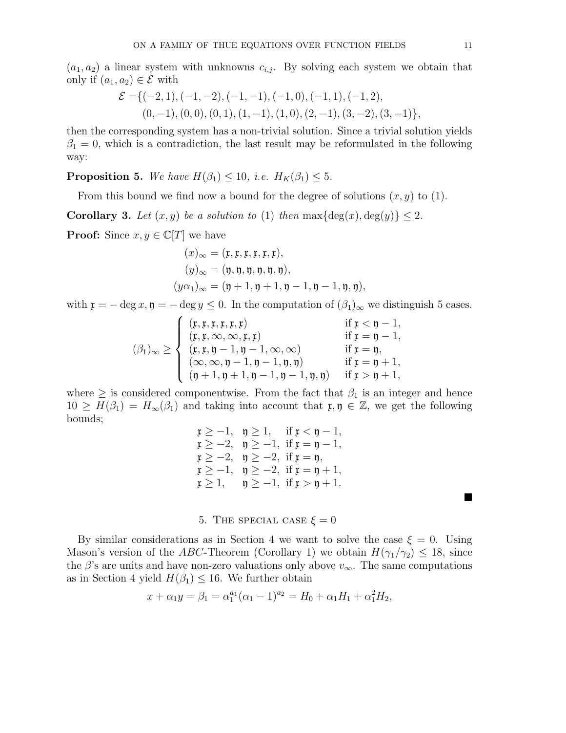$(a_1, a_2)$ a linear system with unknowns $c_{i,j}$. By solving each system we obtain that only if $(a_1, a_2) \in \mathcal{E}$ with

$$
\begin{aligned}
\mathcal{E} = \{&(-2,1), (-1,-2), (-1,-1), (-1,0), (-1,1), (-1,2), \\
&(0,-1), (0,0), (0,1), (1,-1), (1,0), (2,-1), (3,-2), (3,-1)\},
\end{aligned}
$$

then the corresponding system has a non-trivial solution. Since a trivial solution yields $\beta_1 = 0$, which is a contradiction, the last result may be reformulated in the following way:

**Proposition 5.** *We have $H(\beta_1) \leq 10$, i.e. $H_K(\beta_1) \leq 5$.*

From this bound we find now a bound for the degree of solutions $(x, y)$ to (1).

**Corollary 3.** *Let $(x, y)$ be a solution to (1) then $\max\{\deg(x), \deg(y)\} \leq 2$.*

**Proof:** Since $x, y \in \mathbb{C}[T]$ we have

$$
\begin{aligned}
(x)_\infty &= (\mathfrak{x}, \mathfrak{x}, \mathfrak{x}, \mathfrak{x}, \mathfrak{x}, \mathfrak{x}), \\
(y)_\infty &= (\mathfrak{y}, \mathfrak{y}, \mathfrak{y}, \mathfrak{y}, \mathfrak{y}, \mathfrak{y}), \\
(y\alpha_1)_\infty &= (\mathfrak{y}+1, \mathfrak{y}+1, \mathfrak{y}-1, \mathfrak{y}-1, \mathfrak{y}, \mathfrak{y}),
\end{aligned}
$$

with $\mathfrak{x} = -\deg x, \mathfrak{y} = -\deg y \leq 0$. In the computation of $(\beta_1)_\infty$ we distinguish 5 cases.

$$
(\beta_1)_\infty \geq \begin{cases}
(\mathfrak{x}, \mathfrak{x}, \mathfrak{x}, \mathfrak{x}, \mathfrak{x}, \mathfrak{x}) & \text{if } \mathfrak{x} < \mathfrak{y} - 1, \\
(\mathfrak{x}, \mathfrak{x}, \infty, \infty, \mathfrak{x}, \mathfrak{x}) & \text{if } \mathfrak{x} = \mathfrak{y} - 1, \\
(\mathfrak{x}, \mathfrak{x}, \mathfrak{y}-1, \mathfrak{y}-1, \infty, \infty) & \text{if } \mathfrak{x} = \mathfrak{y}, \\
(\infty, \infty, \mathfrak{y}-1, \mathfrak{y}-1, \mathfrak{y}, \mathfrak{y}) & \text{if } \mathfrak{x} = \mathfrak{y} + 1, \\
(\mathfrak{y}+1, \mathfrak{y}+1, \mathfrak{y}-1, \mathfrak{y}-1, \mathfrak{y}, \mathfrak{y}) & \text{if } \mathfrak{x} > \mathfrak{y} + 1,
\end{cases}
$$

where $\geq$ is considered componentwise. From the fact that $\beta_1$ is an integer and hence $10 \geq H(\beta_1) = H_\infty(\beta_1)$ and taking into account that $\mathfrak{x}, \mathfrak{y} \in \mathbb{Z}$, we get the following bounds;

$$
\begin{array}{lll}
\mathfrak{x} \geq -1, & \mathfrak{y} \geq 1, & \text{if } \mathfrak{x} < \mathfrak{y} - 1, \\
\mathfrak{x} \geq -2, & \mathfrak{y} \geq -1, & \text{if } \mathfrak{x} = \mathfrak{y} - 1, \\
\mathfrak{x} \geq -2, & \mathfrak{y} \geq -2, & \text{if } \mathfrak{x} = \mathfrak{y}, \\
\mathfrak{x} \geq -1, & \mathfrak{y} \geq -2, & \text{if } \mathfrak{x} = \mathfrak{y} + 1, \\
\mathfrak{x} \geq 1, & \mathfrak{y} \geq -1, & \text{if } \mathfrak{x} > \mathfrak{y} + 1.
\end{array}
$$

■

## 5. The special case $\xi = 0$

By similar considerations as in Section 4 we want to solve the case $\xi = 0$. Using Mason's version of the *ABC*-Theorem (Corollary 1) we obtain $H(\gamma_1/\gamma_2) \leq 18$, since the $\beta$'s are units and have non-zero valuations only above $v_\infty$. The same computations as in Section 4 yield $H(\beta_1) \leq 16$. We further obtain

$$
x + \alpha_1 y = \beta_1 = \alpha_1^{a_1}(\alpha_1 - 1)^{a_2} = H_0 + \alpha_1 H_1 + \alpha_1^2 H_2,
$$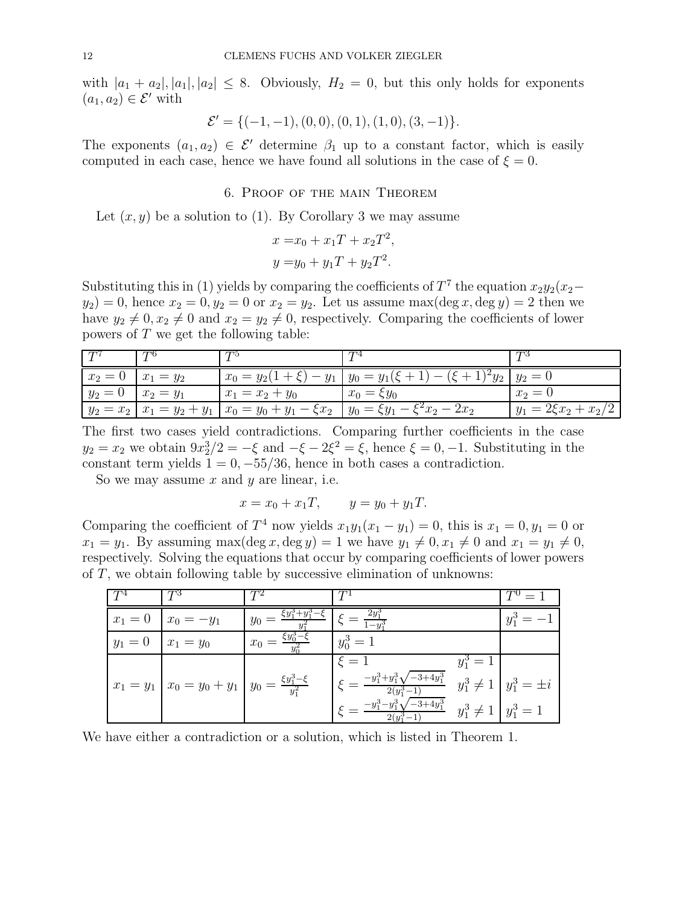with $|a_1 + a_2|, |a_1|, |a_2| \leq 8$. Obviously, $H_2 = 0$, but this only holds for exponents $(a_1, a_2) \in \mathcal{E}'$ with

$$\mathcal{E}' = \{(-1,-1), (0,0), (0,1), (1,0), (3,-1)\}.$$

The exponents $(a_1, a_2) \in \mathcal{E}'$ determine $\beta_1$ up to a constant factor, which is easily computed in each case, hence we have found all solutions in the case of $\xi = 0$.

## 6. Proof of the main Theorem

Let $(x, y)$ be a solution to (1). By Corollary 3 we may assume

$$\begin{aligned} x =& x_0 + x_1 T + x_2 T^2, \\ y =& y_0 + y_1 T + y_2 T^2. \end{aligned}$$

Substituting this in (1) yields by comparing the coefficients of $T^7$ the equation $x_2 y_2 (x_2 - y_2) = 0$, hence $x_2 = 0, y_2 = 0$ or $x_2 = y_2$. Let us assume $\max(\deg x, \deg y) = 2$ then we have $y_2 \neq 0, x_2 \neq 0$ and $x_2 = y_2 \neq 0$, respectively. Comparing the coefficients of lower powers of $T$ we get the following table:

| $T^7$ | $T^6$ | $T^5$ | $T^4$ | $T^3$ |
|---|---|---|---|---|
| $x_2 = 0$ | $x_1 = y_2$ | $x_0 = y_2(1+\xi) - y_1$ | $y_0 = y_1(\xi+1) - (\xi+1)^2 y_2$ | $y_2 = 0$ |
| $y_2 = 0$ | $x_2 = y_1$ | $x_1 = x_2 + y_0$ | $x_0 = \xi y_0$ | $x_2 = 0$ |
| $y_2 = x_2$ | $x_1 = y_2 + y_1$ | $x_0 = y_0 + y_1 - \xi x_2$ | $y_0 = \xi y_1 - \xi^2 x_2 - 2x_2$ | $y_1 = 2\xi x_2 + x_2/2$ |

The first two cases yield contradictions. Comparing further coefficients in the case $y_2 = x_2$ we obtain $9x_2^3/2 = -\xi$ and $-\xi - 2\xi^2 = \xi$, hence $\xi = 0, -1$. Substituting in the constant term yields $1 = 0, -55/36$, hence in both cases a contradiction.

So we may assume $x$ and $y$ are linear, i.e.

$$x = x_0 + x_1 T, \qquad y = y_0 + y_1 T.$$

Comparing the coefficient of $T^4$ now yields $x_1 y_1 (x_1 - y_1) = 0$, this is $x_1 = 0, y_1 = 0$ or $x_1 = y_1$. By assuming $\max(\deg x, \deg y) = 1$ we have $y_1 \neq 0, x_1 \neq 0$ and $x_1 = y_1 \neq 0$, respectively. Solving the equations that occur by comparing coefficients of lower powers of $T$, we obtain following table by successive elimination of unknowns:

| $T^4$ | $T^3$ | $T^2$ | $T^1$ | | $T^0 = 1$ |
|---|---|---|---|---|---|
| $x_1 = 0$ | $x_0 = -y_1$ | $y_0 = \frac{\xi y_1^3 + y_1^3 - \xi}{y_1^2}$ | $\xi = \frac{2y_1^3}{1 - y_1^3}$ | | $y_1^3 = -1$ |
| $y_1 = 0$ | $x_1 = y_0$ | $x_0 = \frac{\xi y_0^3 - \xi}{y_0^2}$ | $y_0^3 = 1$ | | |
| $x_1 = y_1$ | $x_0 = y_0 + y_1$ | $y_0 = \frac{\xi y_1^3 - \xi}{y_1^2}$ | $\xi = 1$ | $y_1^3 = 1$ | |
| | | | $\xi = \frac{-y_1^3 + y_1^3\sqrt{-3 + 4y_1^3}}{2(y_1^3 - 1)}$ | $y_1^3 \neq 1$ | $y_1^3 = \pm i$ |
| | | | $\xi = \frac{-y_1^3 - y_1^3\sqrt{-3 + 4y_1^3}}{2(y_1^3 - 1)}$ | $y_1^3 \neq 1$ | $y_1^3 = 1$ |

We have either a contradiction or a solution, which is listed in Theorem 1.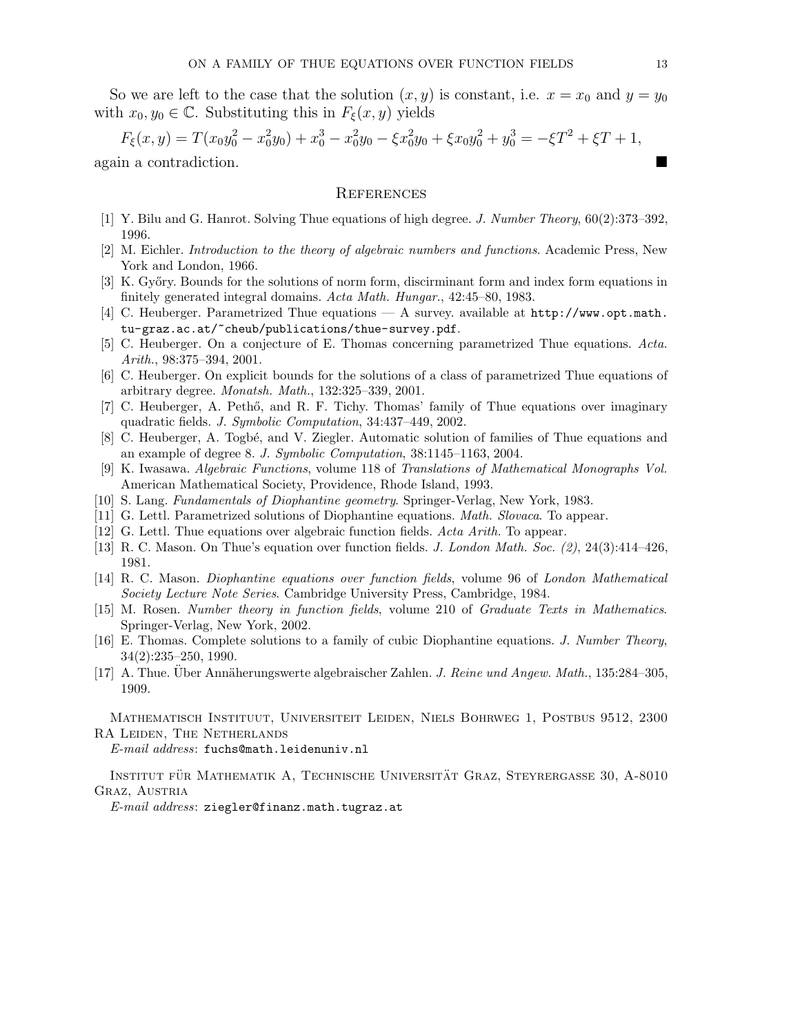So we are left to the case that the solution $(x, y)$ is constant, i.e. $x = x_0$ and $y = y_0$ with $x_0, y_0 \in \mathbb{C}$. Substituting this in $F_\xi(x, y)$ yields

$$F_\xi(x,y) = T(x_0y_0^2 - x_0^2y_0) + x_0^3 - x_0^2y_0 - \xi x_0^2y_0 + \xi x_0y_0^2 + y_0^3 = -\xi T^2 + \xi T + 1,$$

again a contradiction. ∎

## References

[1] Y. Bilu and G. Hanrot. Solving Thue equations of high degree. *J. Number Theory*, 60(2):373–392, 1996.

[2] M. Eichler. *Introduction to the theory of algebraic numbers and functions*. Academic Press, New York and London, 1966.

[3] K. Győry. Bounds for the solutions of norm form, discriminant form and index form equations in finitely generated integral domains. *Acta Math. Hungar.*, 42:45–80, 1983.

[4] C. Heuberger. Parametrized Thue equations — A survey. available at `http://www.opt.math.tu-graz.ac.at/~cheub/publications/thue-survey.pdf`.

[5] C. Heuberger. On a conjecture of E. Thomas concerning parametrized Thue equations. *Acta. Arith.*, 98:375–394, 2001.

[6] C. Heuberger. On explicit bounds for the solutions of a class of parametrized Thue equations of arbitrary degree. *Monatsh. Math.*, 132:325–339, 2001.

[7] C. Heuberger, A. Pethő, and R. F. Tichy. Thomas' family of Thue equations over imaginary quadratic fields. *J. Symbolic Computation*, 34:437–449, 2002.

[8] C. Heuberger, A. Togbé, and V. Ziegler. Automatic solution of families of Thue equations and an example of degree 8. *J. Symbolic Computation*, 38:1145–1163, 2004.

[9] K. Iwasawa. *Algebraic Functions*, volume 118 of *Translations of Mathematical Monographs Vol.* American Mathematical Society, Providence, Rhode Island, 1993.

[10] S. Lang. *Fundamentals of Diophantine geometry*. Springer-Verlag, New York, 1983.

[11] G. Lettl. Parametrized solutions of Diophantine equations. *Math. Slovaca*. To appear.

[12] G. Lettl. Thue equations over algebraic function fields. *Acta Arith.* To appear.

[13] R. C. Mason. On Thue's equation over function fields. *J. London Math. Soc. (2)*, 24(3):414–426, 1981.

[14] R. C. Mason. *Diophantine equations over function fields*, volume 96 of *London Mathematical Society Lecture Note Series*. Cambridge University Press, Cambridge, 1984.

[15] M. Rosen. *Number theory in function fields*, volume 210 of *Graduate Texts in Mathematics*. Springer-Verlag, New York, 2002.

[16] E. Thomas. Complete solutions to a family of cubic Diophantine equations. *J. Number Theory*, 34(2):235–250, 1990.

[17] A. Thue. Über Annäherungswerte algebraischer Zahlen. *J. Reine und Angew. Math.*, 135:284–305, 1909.

Mathematisch Instituut, Universiteit Leiden, Niels Bohrweg 1, Postbus 9512, 2300 RA Leiden, The Netherlands

*E-mail address*: `fuchs@math.leidenuniv.nl`

Institut für Mathematik A, Technische Universität Graz, Steyrergasse 30, A-8010 Graz, Austria

*E-mail address*: `ziegler@finanz.math.tugraz.at`